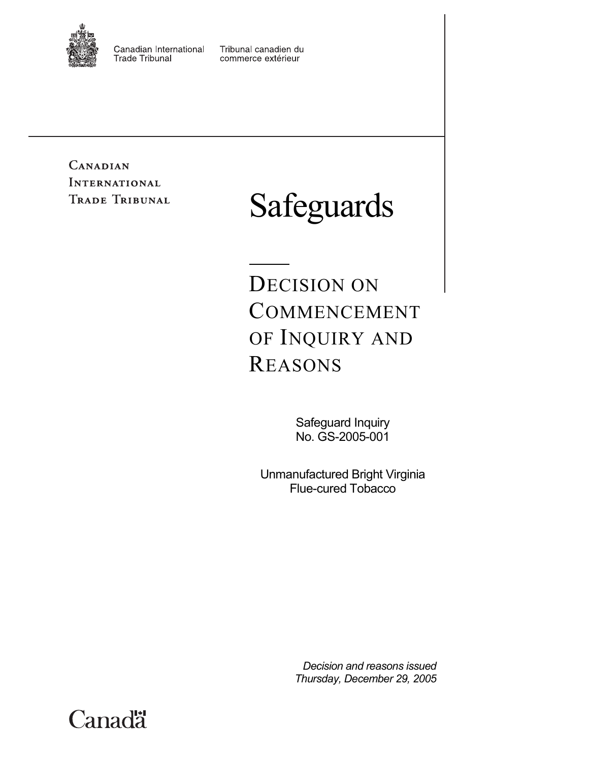Canadian International Trade Tribunal

Tribunal canadien du commerce extérieur

CANADIAN INTERNATIONAL TRADE TRIBUNAL

# Safeguards

## DECISION ON COMMENCEMENT OF INQUIRY AND REASONS

Safeguard Inquiry
No. GS-2005-001

Unmanufactured Bright Virginia
Flue-cured Tobacco

*Decision and reasons issued*
*Thursday, December 29, 2005*

Canada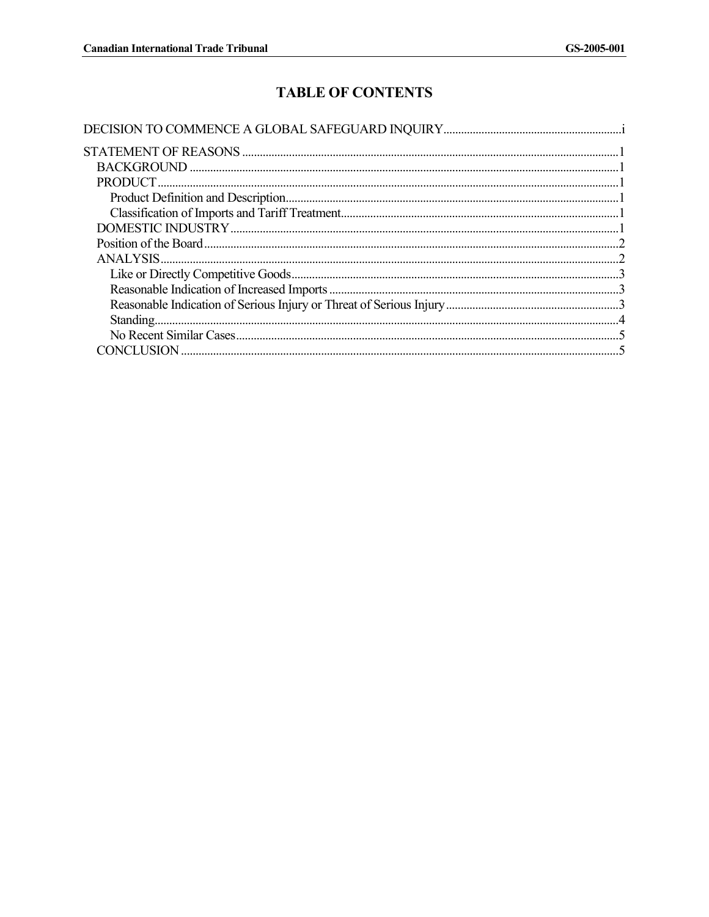# TABLE OF CONTENTS

DECISION TO COMMENCE A GLOBAL SAFEGUARD INQUIRY....................i

STATEMENT OF REASONS....................1
- BACKGROUND....................1
- PRODUCT....................1
  - Product Definition and Description....................1
  - Classification of Imports and Tariff Treatment....................1
- DOMESTIC INDUSTRY....................1
- Position of the Board....................2
- ANALYSIS....................2
  - Like or Directly Competitive Goods....................3
  - Reasonable Indication of Increased Imports....................3
  - Reasonable Indication of Serious Injury or Threat of Serious Injury....................3
  - Standing....................4
  - No Recent Similar Cases....................5
- CONCLUSION....................5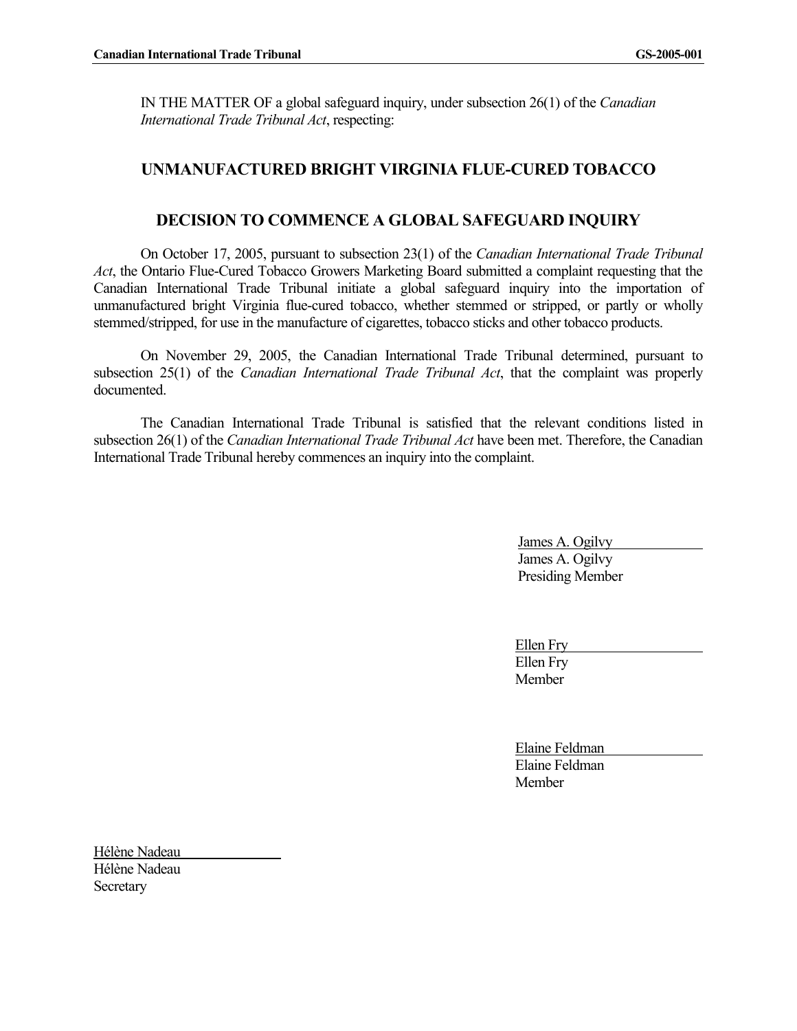IN THE MATTER OF a global safeguard inquiry, under subsection 26(1) of the *Canadian International Trade Tribunal Act*, respecting:

## UNMANUFACTURED BRIGHT VIRGINIA FLUE-CURED TOBACCO

## DECISION TO COMMENCE A GLOBAL SAFEGUARD INQUIRY

On October 17, 2005, pursuant to subsection 23(1) of the *Canadian International Trade Tribunal Act*, the Ontario Flue-Cured Tobacco Growers Marketing Board submitted a complaint requesting that the Canadian International Trade Tribunal initiate a global safeguard inquiry into the importation of unmanufactured bright Virginia flue-cured tobacco, whether stemmed or stripped, or partly or wholly stemmed/stripped, for use in the manufacture of cigarettes, tobacco sticks and other tobacco products.

On November 29, 2005, the Canadian International Trade Tribunal determined, pursuant to subsection 25(1) of the *Canadian International Trade Tribunal Act*, that the complaint was properly documented.

The Canadian International Trade Tribunal is satisfied that the relevant conditions listed in subsection 26(1) of the *Canadian International Trade Tribunal Act* have been met. Therefore, the Canadian International Trade Tribunal hereby commences an inquiry into the complaint.

James A. Ogilvy
James A. Ogilvy
Presiding Member

Ellen Fry
Ellen Fry
Member

Elaine Feldman
Elaine Feldman
Member

Hélène Nadeau
Hélène Nadeau
Secretary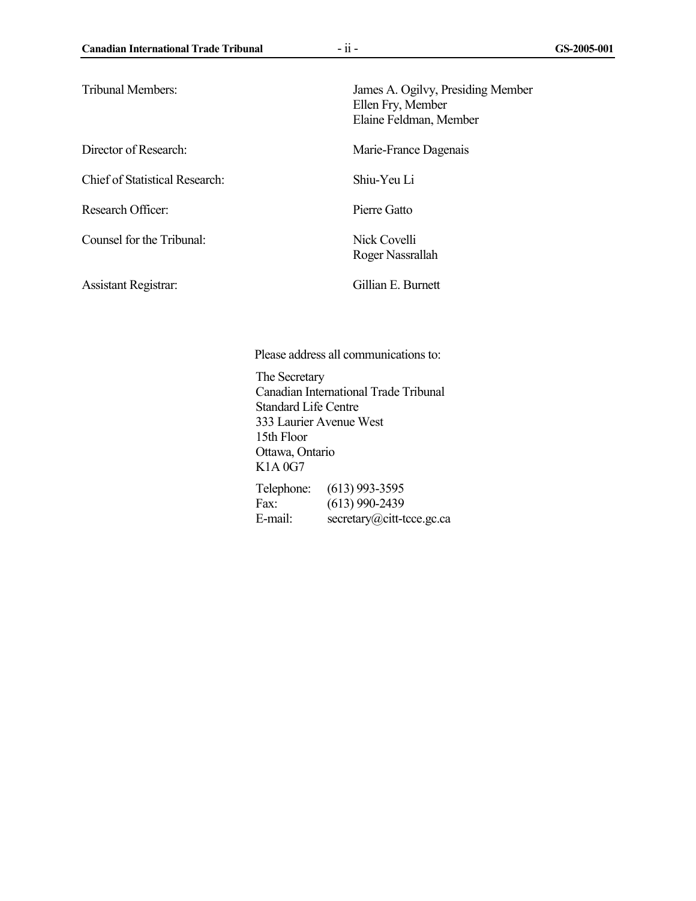| | |
|---|---|
| Tribunal Members: | James A. Ogilvy, Presiding Member<br>Ellen Fry, Member<br>Elaine Feldman, Member |
| Director of Research: | Marie-France Dagenais |
| Chief of Statistical Research: | Shiu-Yeu Li |
| Research Officer: | Pierre Gatto |
| Counsel for the Tribunal: | Nick Covelli<br>Roger Nassrallah |
| Assistant Registrar: | Gillian E. Burnett |

Please address all communications to:

The Secretary
Canadian International Trade Tribunal
Standard Life Centre
333 Laurier Avenue West
15th Floor
Ottawa, Ontario
K1A 0G7

Telephone: (613) 993-3595
Fax: (613) 990-2439
E-mail: secretary@citt-tcce.gc.ca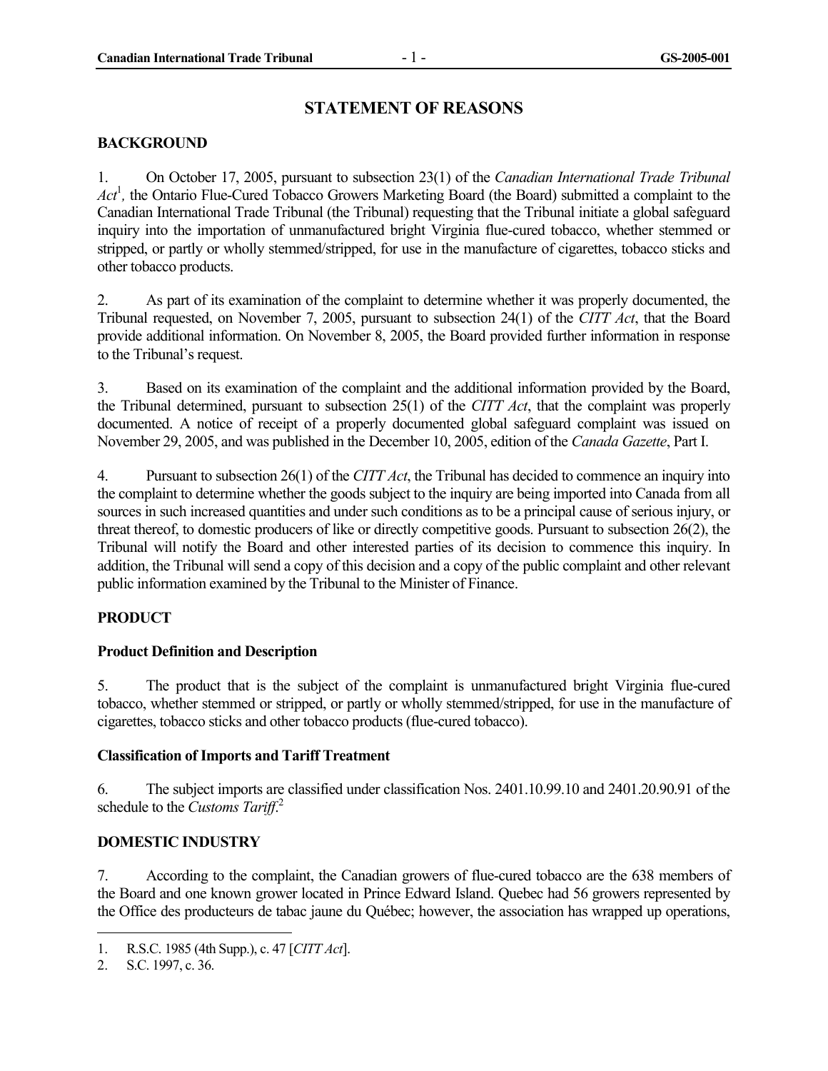# STATEMENT OF REASONS

## BACKGROUND

1. On October 17, 2005, pursuant to subsection 23(1) of the *Canadian International Trade Tribunal Act*[1], the Ontario Flue-Cured Tobacco Growers Marketing Board (the Board) submitted a complaint to the Canadian International Trade Tribunal (the Tribunal) requesting that the Tribunal initiate a global safeguard inquiry into the importation of unmanufactured bright Virginia flue-cured tobacco, whether stemmed or stripped, or partly or wholly stemmed/stripped, for use in the manufacture of cigarettes, tobacco sticks and other tobacco products.

2. As part of its examination of the complaint to determine whether it was properly documented, the Tribunal requested, on November 7, 2005, pursuant to subsection 24(1) of the *CITT Act*, that the Board provide additional information. On November 8, 2005, the Board provided further information in response to the Tribunal's request.

3. Based on its examination of the complaint and the additional information provided by the Board, the Tribunal determined, pursuant to subsection 25(1) of the *CITT Act*, that the complaint was properly documented. A notice of receipt of a properly documented global safeguard complaint was issued on November 29, 2005, and was published in the December 10, 2005, edition of the *Canada Gazette*, Part I.

4. Pursuant to subsection 26(1) of the *CITT Act*, the Tribunal has decided to commence an inquiry into the complaint to determine whether the goods subject to the inquiry are being imported into Canada from all sources in such increased quantities and under such conditions as to be a principal cause of serious injury, or threat thereof, to domestic producers of like or directly competitive goods. Pursuant to subsection 26(2), the Tribunal will notify the Board and other interested parties of its decision to commence this inquiry. In addition, the Tribunal will send a copy of this decision and a copy of the public complaint and other relevant public information examined by the Tribunal to the Minister of Finance.

## PRODUCT

### Product Definition and Description

5. The product that is the subject of the complaint is unmanufactured bright Virginia flue-cured tobacco, whether stemmed or stripped, or partly or wholly stemmed/stripped, for use in the manufacture of cigarettes, tobacco sticks and other tobacco products (flue-cured tobacco).

### Classification of Imports and Tariff Treatment

6. The subject imports are classified under classification Nos. 2401.10.99.10 and 2401.20.90.91 of the schedule to the *Customs Tariff*.[2]

## DOMESTIC INDUSTRY

7. According to the complaint, the Canadian growers of flue-cured tobacco are the 638 members of the Board and one known grower located in Prince Edward Island. Quebec had 56 growers represented by the Office des producteurs de tabac jaune du Québec; however, the association has wrapped up operations,

---

1. R.S.C. 1985 (4th Supp.), c. 47 [*CITT Act*].
2. S.C. 1997, c. 36.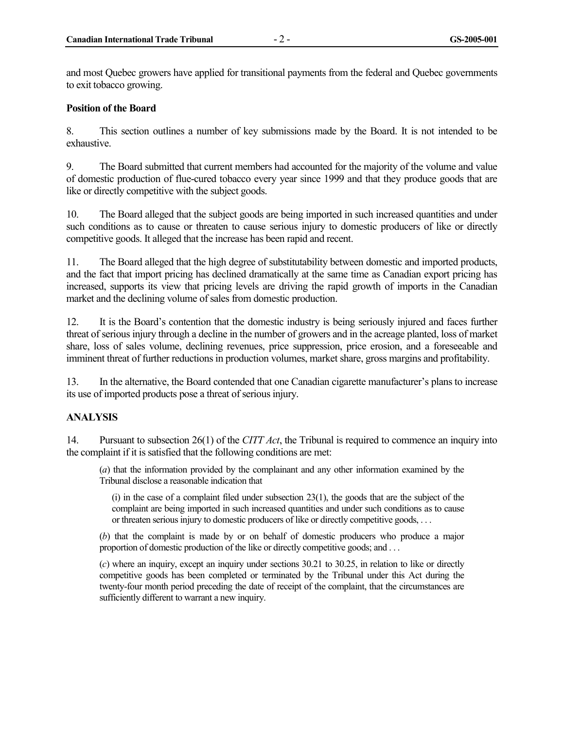and most Quebec growers have applied for transitional payments from the federal and Quebec governments to exit tobacco growing.

**Position of the Board**

8. This section outlines a number of key submissions made by the Board. It is not intended to be exhaustive.

9. The Board submitted that current members had accounted for the majority of the volume and value of domestic production of flue-cured tobacco every year since 1999 and that they produce goods that are like or directly competitive with the subject goods.

10. The Board alleged that the subject goods are being imported in such increased quantities and under such conditions as to cause or threaten to cause serious injury to domestic producers of like or directly competitive goods. It alleged that the increase has been rapid and recent.

11. The Board alleged that the high degree of substitutability between domestic and imported products, and the fact that import pricing has declined dramatically at the same time as Canadian export pricing has increased, supports its view that pricing levels are driving the rapid growth of imports in the Canadian market and the declining volume of sales from domestic production.

12. It is the Board's contention that the domestic industry is being seriously injured and faces further threat of serious injury through a decline in the number of growers and in the acreage planted, loss of market share, loss of sales volume, declining revenues, price suppression, price erosion, and a foreseeable and imminent threat of further reductions in production volumes, market share, gross margins and profitability.

13. In the alternative, the Board contended that one Canadian cigarette manufacturer's plans to increase its use of imported products pose a threat of serious injury.

## ANALYSIS

14. Pursuant to subsection 26(1) of the *CITT Act*, the Tribunal is required to commence an inquiry into the complaint if it is satisfied that the following conditions are met:

> (*a*) that the information provided by the complainant and any other information examined by the Tribunal disclose a reasonable indication that
>
> > (i) in the case of a complaint filed under subsection 23(1), the goods that are the subject of the complaint are being imported in such increased quantities and under such conditions as to cause or threaten serious injury to domestic producers of like or directly competitive goods, . . .
>
> (*b*) that the complaint is made by or on behalf of domestic producers who produce a major proportion of domestic production of the like or directly competitive goods; and . . .
>
> (*c*) where an inquiry, except an inquiry under sections 30.21 to 30.25, in relation to like or directly competitive goods has been completed or terminated by the Tribunal under this Act during the twenty-four month period preceding the date of receipt of the complaint, that the circumstances are sufficiently different to warrant a new inquiry.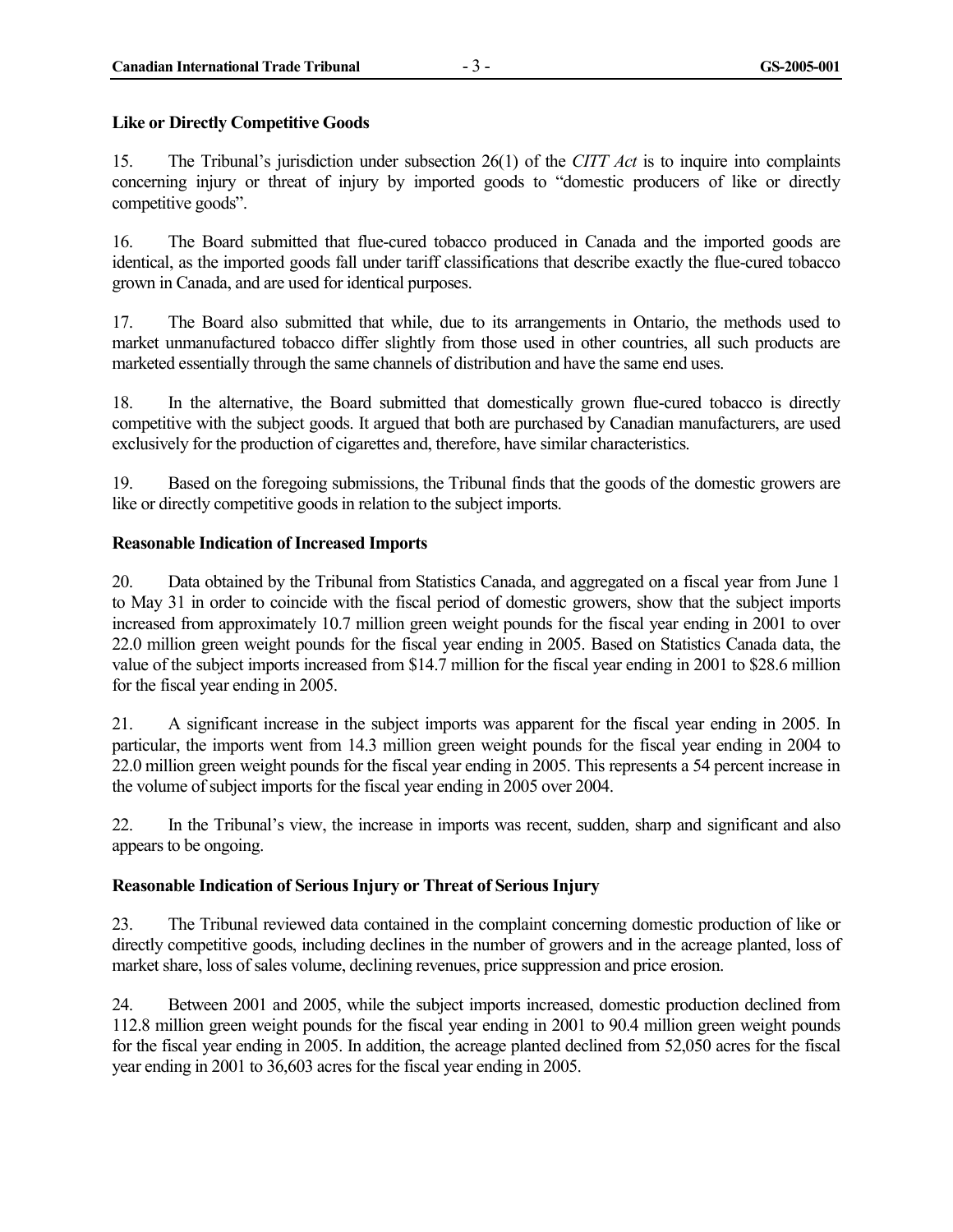**Like or Directly Competitive Goods**

15. The Tribunal's jurisdiction under subsection 26(1) of the *CITT Act* is to inquire into complaints concerning injury or threat of injury by imported goods to "domestic producers of like or directly competitive goods".

16. The Board submitted that flue-cured tobacco produced in Canada and the imported goods are identical, as the imported goods fall under tariff classifications that describe exactly the flue-cured tobacco grown in Canada, and are used for identical purposes.

17. The Board also submitted that while, due to its arrangements in Ontario, the methods used to market unmanufactured tobacco differ slightly from those used in other countries, all such products are marketed essentially through the same channels of distribution and have the same end uses.

18. In the alternative, the Board submitted that domestically grown flue-cured tobacco is directly competitive with the subject goods. It argued that both are purchased by Canadian manufacturers, are used exclusively for the production of cigarettes and, therefore, have similar characteristics.

19. Based on the foregoing submissions, the Tribunal finds that the goods of the domestic growers are like or directly competitive goods in relation to the subject imports.

**Reasonable Indication of Increased Imports**

20. Data obtained by the Tribunal from Statistics Canada, and aggregated on a fiscal year from June 1 to May 31 in order to coincide with the fiscal period of domestic growers, show that the subject imports increased from approximately 10.7 million green weight pounds for the fiscal year ending in 2001 to over 22.0 million green weight pounds for the fiscal year ending in 2005. Based on Statistics Canada data, the value of the subject imports increased from $14.7 million for the fiscal year ending in 2001 to $28.6 million for the fiscal year ending in 2005.

21. A significant increase in the subject imports was apparent for the fiscal year ending in 2005. In particular, the imports went from 14.3 million green weight pounds for the fiscal year ending in 2004 to 22.0 million green weight pounds for the fiscal year ending in 2005. This represents a 54 percent increase in the volume of subject imports for the fiscal year ending in 2005 over 2004.

22. In the Tribunal's view, the increase in imports was recent, sudden, sharp and significant and also appears to be ongoing.

**Reasonable Indication of Serious Injury or Threat of Serious Injury**

23. The Tribunal reviewed data contained in the complaint concerning domestic production of like or directly competitive goods, including declines in the number of growers and in the acreage planted, loss of market share, loss of sales volume, declining revenues, price suppression and price erosion.

24. Between 2001 and 2005, while the subject imports increased, domestic production declined from 112.8 million green weight pounds for the fiscal year ending in 2001 to 90.4 million green weight pounds for the fiscal year ending in 2005. In addition, the acreage planted declined from 52,050 acres for the fiscal year ending in 2001 to 36,603 acres for the fiscal year ending in 2005.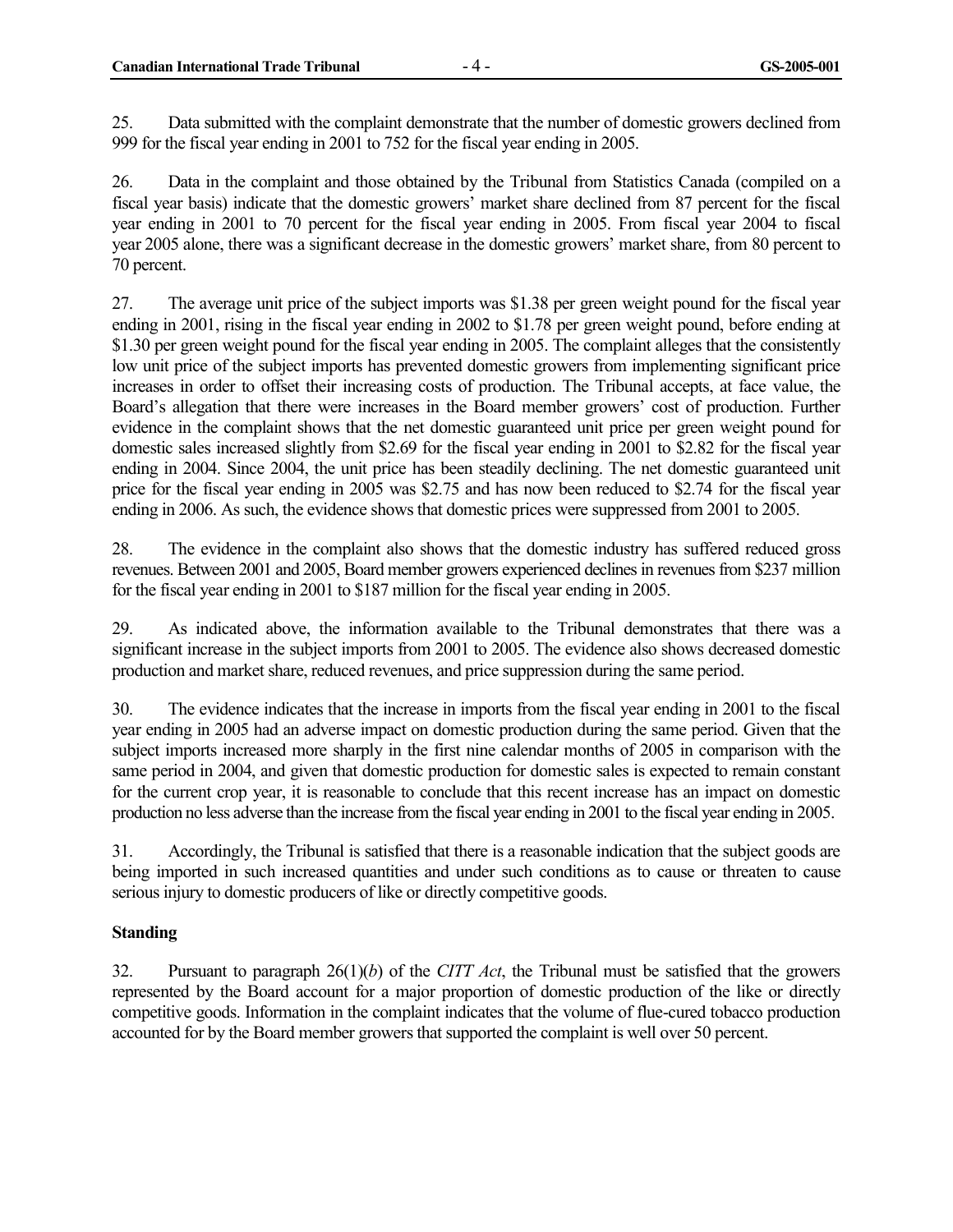25. Data submitted with the complaint demonstrate that the number of domestic growers declined from 999 for the fiscal year ending in 2001 to 752 for the fiscal year ending in 2005.

26. Data in the complaint and those obtained by the Tribunal from Statistics Canada (compiled on a fiscal year basis) indicate that the domestic growers' market share declined from 87 percent for the fiscal year ending in 2001 to 70 percent for the fiscal year ending in 2005. From fiscal year 2004 to fiscal year 2005 alone, there was a significant decrease in the domestic growers' market share, from 80 percent to 70 percent.

27. The average unit price of the subject imports was $1.38 per green weight pound for the fiscal year ending in 2001, rising in the fiscal year ending in 2002 to $1.78 per green weight pound, before ending at $1.30 per green weight pound for the fiscal year ending in 2005. The complaint alleges that the consistently low unit price of the subject imports has prevented domestic growers from implementing significant price increases in order to offset their increasing costs of production. The Tribunal accepts, at face value, the Board's allegation that there were increases in the Board member growers' cost of production. Further evidence in the complaint shows that the net domestic guaranteed unit price per green weight pound for domestic sales increased slightly from $2.69 for the fiscal year ending in 2001 to $2.82 for the fiscal year ending in 2004. Since 2004, the unit price has been steadily declining. The net domestic guaranteed unit price for the fiscal year ending in 2005 was $2.75 and has now been reduced to $2.74 for the fiscal year ending in 2006. As such, the evidence shows that domestic prices were suppressed from 2001 to 2005.

28. The evidence in the complaint also shows that the domestic industry has suffered reduced gross revenues. Between 2001 and 2005, Board member growers experienced declines in revenues from $237 million for the fiscal year ending in 2001 to $187 million for the fiscal year ending in 2005.

29. As indicated above, the information available to the Tribunal demonstrates that there was a significant increase in the subject imports from 2001 to 2005. The evidence also shows decreased domestic production and market share, reduced revenues, and price suppression during the same period.

30. The evidence indicates that the increase in imports from the fiscal year ending in 2001 to the fiscal year ending in 2005 had an adverse impact on domestic production during the same period. Given that the subject imports increased more sharply in the first nine calendar months of 2005 in comparison with the same period in 2004, and given that domestic production for domestic sales is expected to remain constant for the current crop year, it is reasonable to conclude that this recent increase has an impact on domestic production no less adverse than the increase from the fiscal year ending in 2001 to the fiscal year ending in 2005.

31. Accordingly, the Tribunal is satisfied that there is a reasonable indication that the subject goods are being imported in such increased quantities and under such conditions as to cause or threaten to cause serious injury to domestic producers of like or directly competitive goods.

**Standing**

32. Pursuant to paragraph 26(1)(*b*) of the *CITT Act*, the Tribunal must be satisfied that the growers represented by the Board account for a major proportion of domestic production of the like or directly competitive goods. Information in the complaint indicates that the volume of flue-cured tobacco production accounted for by the Board member growers that supported the complaint is well over 50 percent.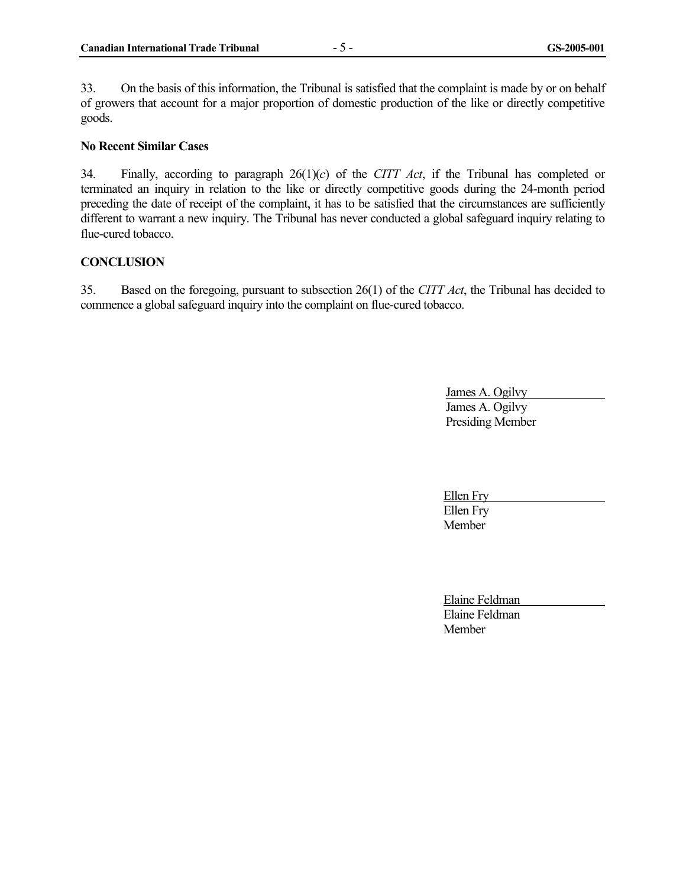33. On the basis of this information, the Tribunal is satisfied that the complaint is made by or on behalf of growers that account for a major proportion of domestic production of the like or directly competitive goods.

**No Recent Similar Cases**

34. Finally, according to paragraph 26(1)(*c*) of the *CITT Act*, if the Tribunal has completed or terminated an inquiry in relation to the like or directly competitive goods during the 24-month period preceding the date of receipt of the complaint, it has to be satisfied that the circumstances are sufficiently different to warrant a new inquiry. The Tribunal has never conducted a global safeguard inquiry relating to flue-cured tobacco.

**CONCLUSION**

35. Based on the foregoing, pursuant to subsection 26(1) of the *CITT Act*, the Tribunal has decided to commence a global safeguard inquiry into the complaint on flue-cured tobacco.

James A. Ogilvy
James A. Ogilvy
Presiding Member

Ellen Fry
Ellen Fry
Member

Elaine Feldman
Elaine Feldman
Member